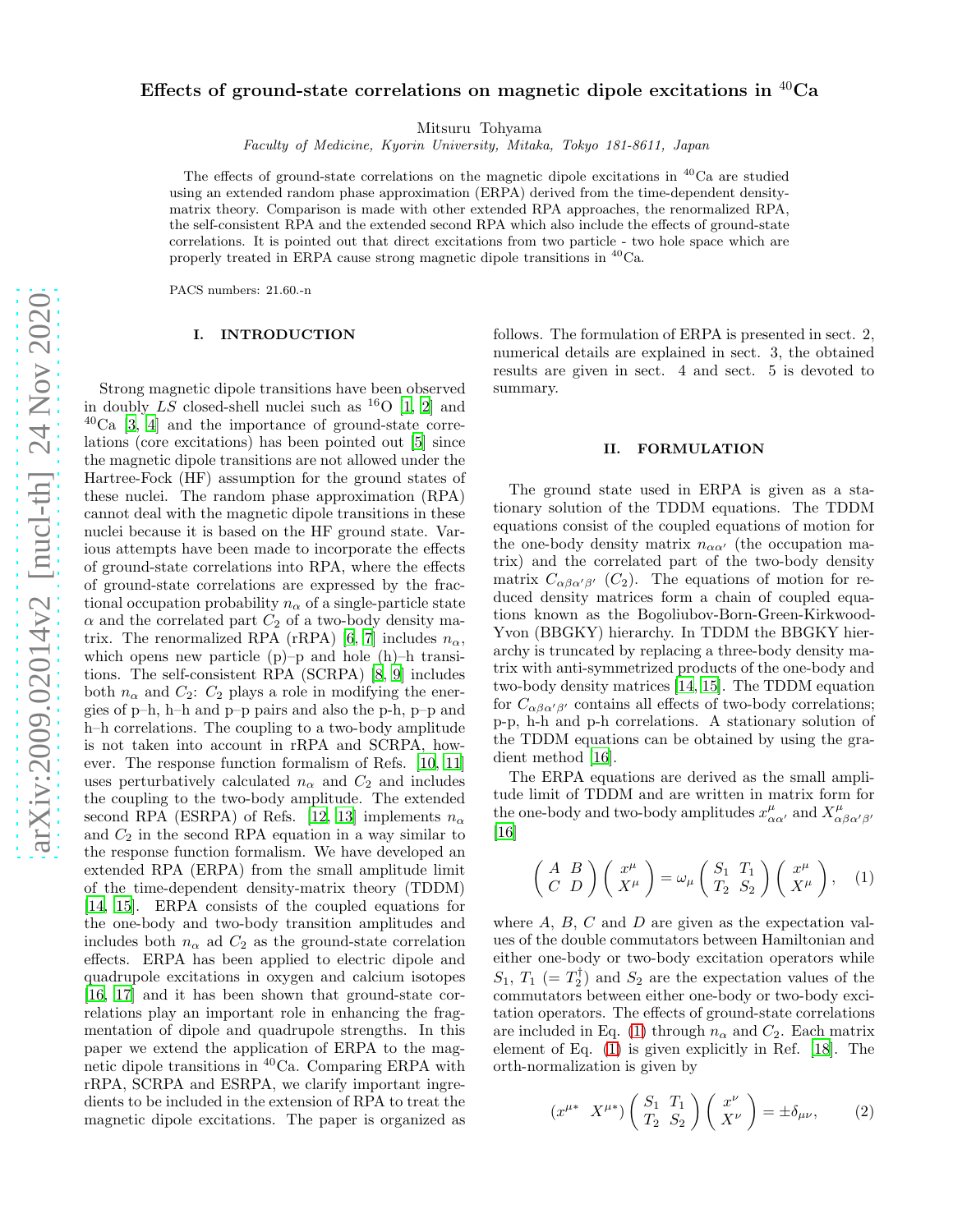# Effects of ground-state correlations on magnetic dipole excitations in $^{40}$Ca

Mitsuru Tohyama

*Faculty of Medicine, Kyorin University, Mitaka, Tokyo 181-8611, Japan*

The effects of ground-state correlations on the magnetic dipole excitations in $^{40}$Ca are studied using an extended random phase approximation (ERPA) derived from the time-dependent density-matrix theory. Comparison is made with other extended RPA approaches, the renormalized RPA, the self-consistent RPA and the extended second RPA which also include the effects of ground-state correlations. It is pointed out that direct excitations from two particle - two hole space which are properly treated in ERPA cause strong magnetic dipole transitions in $^{40}$Ca.

PACS numbers: 21.60.-n

## I. INTRODUCTION

Strong magnetic dipole transitions have been observed in doubly *LS* closed-shell nuclei such as $^{16}$O [1, 2] and $^{40}$Ca [3, 4] and the importance of ground-state correlations (core excitations) has been pointed out [5] since the magnetic dipole transitions are not allowed under the Hartree-Fock (HF) assumption for the ground states of these nuclei. The random phase approximation (RPA) cannot deal with the magnetic dipole transitions in these nuclei because it is based on the HF ground state. Various attempts have been made to incorporate the effects of ground-state correlations into RPA, where the effects of ground-state correlations are expressed by the fractional occupation probability $n_\alpha$ of a single-particle state $\alpha$ and the correlated part $C_2$ of a two-body density matrix. The renormalized RPA (rRPA) [6, 7] includes $n_\alpha$, which opens new particle (p)–p and hole (h)–h transitions. The self-consistent RPA (SCRPA) [8, 9] includes both $n_\alpha$ and $C_2$: $C_2$ plays a role in modifying the energies of p–h, h–h and p–p pairs and also the p-h, p–p and h–h correlations. The coupling to a two-body amplitude is not taken into account in rRPA and SCRPA, however. The response function formalism of Refs. [10, 11] uses perturbatively calculated $n_\alpha$ and $C_2$ and includes the coupling to the two-body amplitude. The extended second RPA (ESRPA) of Refs. [12, 13] implements $n_\alpha$ and $C_2$ in the second RPA equation in a way similar to the response function formalism. We have developed an extended RPA (ERPA) from the small amplitude limit of the time-dependent density-matrix theory (TDDM) [14, 15]. ERPA consists of the coupled equations for the one-body and two-body transition amplitudes and includes both $n_\alpha$ ad $C_2$ as the ground-state correlation effects. ERPA has been applied to electric dipole and quadrupole excitations in oxygen and calcium isotopes [16, 17] and it has been shown that ground-state correlations play an important role in enhancing the fragmentation of dipole and quadrupole strengths. In this paper we extend the application of ERPA to the magnetic dipole transitions in $^{40}$Ca. Comparing ERPA with rRPA, SCRPA and ESRPA, we clarify important ingredients to be included in the extension of RPA to treat the magnetic dipole excitations. The paper is organized as follows. The formulation of ERPA is presented in sect. 2, numerical details are explained in sect. 3, the obtained results are given in sect. 4 and sect. 5 is devoted to summary.

## II. FORMULATION

The ground state used in ERPA is given as a stationary solution of the TDDM equations. The TDDM equations consist of the coupled equations of motion for the one-body density matrix $n_{\alpha\alpha'}$ (the occupation matrix) and the correlated part of the two-body density matrix $C_{\alpha\beta\alpha'\beta'}$ ($C_2$). The equations of motion for reduced density matrices form a chain of coupled equations known as the Bogoliubov-Born-Green-Kirkwood-Yvon (BBGKY) hierarchy. In TDDM the BBGKY hierarchy is truncated by replacing a three-body density matrix with anti-symmetrized products of the one-body and two-body density matrices [14, 15]. The TDDM equation for $C_{\alpha\beta\alpha'\beta'}$ contains all effects of two-body correlations; p-p, h-h and p-h correlations. A stationary solution of the TDDM equations can be obtained by using the gradient method [16].

The ERPA equations are derived as the small amplitude limit of TDDM and are written in matrix form for the one-body and two-body amplitudes $x^\mu_{\alpha\alpha'}$ and $X^\mu_{\alpha\beta\alpha'\beta'}$ [16]

$$\begin{pmatrix} A & B \\ C & D \end{pmatrix} \begin{pmatrix} x^\mu \\ X^\mu \end{pmatrix} = \omega_\mu \begin{pmatrix} S_1 & T_1 \\ T_2 & S_2 \end{pmatrix} \begin{pmatrix} x^\mu \\ X^\mu \end{pmatrix}, \quad (1)$$

where $A$, $B$, $C$ and $D$ are given as the expectation values of the double commutators between Hamiltonian and either one-body or two-body excitation operators while $S_1$, $T_1$ $(= T_2^\dagger)$ and $S_2$ are the expectation values of the commutators between either one-body or two-body excitation operators. The effects of ground-state correlations are included in Eq. (1) through $n_\alpha$ and $C_2$. Each matrix element of Eq. (1) is given explicitly in Ref. [18]. The orth-normalization is given by

$$(x^{\mu *} \;\; X^{\mu *}) \begin{pmatrix} S_1 & T_1 \\ T_2 & S_2 \end{pmatrix} \begin{pmatrix} x^\nu \\ X^\nu \end{pmatrix} = \pm\delta_{\mu\nu}, \quad (2)$$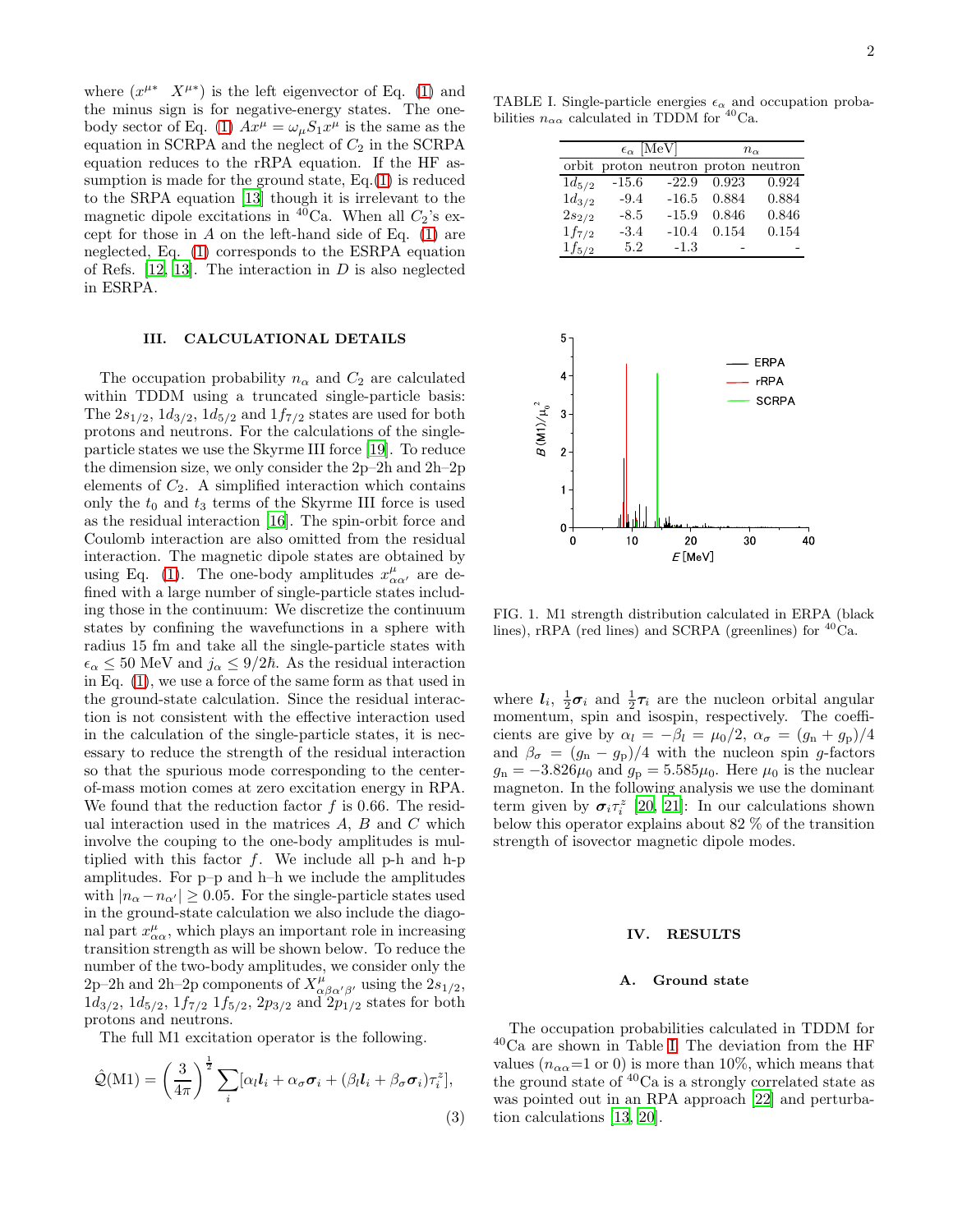where $(x^{\mu*} \;\; X^{\mu*})$ is the left eigenvector of Eq. (1) and the minus sign is for negative-energy states. The one-body sector of Eq. (1) $Ax^\mu = \omega_\mu S_1 x^\mu$ is the same as the equation in SCRPA and the neglect of $C_2$ in the SCRPA equation reduces to the rRPA equation. If the HF assumption is made for the ground state, Eq.(1) is reduced to the SRPA equation [13] though it is irrelevant to the magnetic dipole excitations in $^{40}$Ca. When all $C_2$'s except for those in $A$ on the left-hand side of Eq. (1) are neglected, Eq. (1) corresponds to the ESRPA equation of Refs. [12, 13]. The interaction in $D$ is also neglected in ESRPA.

## III. CALCULATIONAL DETAILS

The occupation probability $n_\alpha$ and $C_2$ are calculated within TDDM using a truncated single-particle basis: The $2s_{1/2}$, $1d_{3/2}$, $1d_{5/2}$ and $1f_{7/2}$ states are used for both protons and neutrons. For the calculations of the single-particle states we use the Skyrme III force [19]. To reduce the dimension size, we only consider the 2p–2h and 2h–2p elements of $C_2$. A simplified interaction which contains only the $t_0$ and $t_3$ terms of the Skyrme III force is used as the residual interaction [16]. The spin-orbit force and Coulomb interaction are also omitted from the residual interaction. The magnetic dipole states are obtained by using Eq. (1). The one-body amplitudes $x^\mu_{\alpha\alpha'}$ are defined with a large number of single-particle states including those in the continuum: We discretize the continuum states by confining the wavefunctions in a sphere with radius 15 fm and take all the single-particle states with $\epsilon_\alpha \leq 50$ MeV and $j_\alpha \leq 9/2\hbar$. As the residual interaction in Eq. (1), we use a force of the same form as that used in the ground-state calculation. Since the residual interaction is not consistent with the effective interaction used in the calculation of the single-particle states, it is necessary to reduce the strength of the residual interaction so that the spurious mode corresponding to the center-of-mass motion comes at zero excitation energy in RPA. We found that the reduction factor $f$ is 0.66. The residual interaction used in the matrices $A$, $B$ and $C$ which involve the couping to the one-body amplitudes is multiplied with this factor $f$. We include all p-h and h-p amplitudes. For p–p and h–h we include the amplitudes with $|n_\alpha - n_{\alpha'}| \geq 0.05$. For the single-particle states used in the ground-state calculation we also include the diagonal part $x^\mu_{\alpha\alpha}$, which plays an important role in increasing transition strength as will be shown below. To reduce the number of the two-body amplitudes, we consider only the 2p–2h and 2h–2p components of $X^\mu_{\alpha\beta\alpha'\beta'}$ using the $2s_{1/2}$, $1d_{3/2}$, $1d_{5/2}$, $1f_{7/2}$ $1f_{5/2}$, $2p_{3/2}$ and $2p_{1/2}$ states for both protons and neutrons.

The full M1 excitation operator is the following.

$$\hat{\mathcal{Q}}(\mathrm{M1}) = \left(\frac{3}{4\pi}\right)^{\frac{1}{2}} \sum_i [\alpha_l \boldsymbol{l}_i + \alpha_\sigma \boldsymbol{\sigma}_i + (\beta_l \boldsymbol{l}_i + \beta_\sigma \boldsymbol{\sigma}_i)\tau^z_i], \tag{3}$$

TABLE I. Single-particle energies $\epsilon_\alpha$ and occupation probabilities $n_{\alpha\alpha}$ calculated in TDDM for $^{40}$Ca.

| | $\epsilon_\alpha$ [MeV] | | $n_\alpha$ | |
|---|---|---|---|---|
| orbit | proton | neutron | proton | neutron |
| $1d_{5/2}$ | -15.6 | -22.9 | 0.923 | 0.924 |
| $1d_{3/2}$ | -9.4 | -16.5 | 0.884 | 0.884 |
| $2s_{2/2}$ | -8.5 | -15.9 | 0.846 | 0.846 |
| $1f_{7/2}$ | -3.4 | -10.4 | 0.154 | 0.154 |
| $1f_{5/2}$ | 5.2 | -1.3 | - | - |

FIG. 1. M1 strength distribution calculated in ERPA (black lines), rRPA (red lines) and SCRPA (greenlines) for $^{40}$Ca.

where $\boldsymbol{l}_i$, $\frac{1}{2}\boldsymbol{\sigma}_i$ and $\frac{1}{2}\boldsymbol{\tau}_i$ are the nucleon orbital angular momentum, spin and isospin, respectively. The coefficients are give by $\alpha_l = -\beta_l = \mu_0/2$, $\alpha_\sigma = (g_\mathrm{n} + g_\mathrm{p})/4$ and $\beta_\sigma = (g_\mathrm{n} - g_\mathrm{p})/4$ with the nucleon spin $g$-factors $g_\mathrm{n} = -3.826\mu_0$ and $g_\mathrm{p} = 5.585\mu_0$. Here $\mu_0$ is the nuclear magneton. In the following analysis we use the dominant term given by $\boldsymbol{\sigma}_i\tau^z_i$ [20, 21]: In our calculations shown below this operator explains about 82 % of the transition strength of isovector magnetic dipole modes.

## IV. RESULTS

### A. Ground state

The occupation probabilities calculated in TDDM for $^{40}$Ca are shown in Table I. The deviation from the HF values ($n_{\alpha\alpha}$=1 or 0) is more than 10%, which means that the ground state of $^{40}$Ca is a strongly correlated state as was pointed out in an RPA approach [22] and perturbation calculations [13, 20].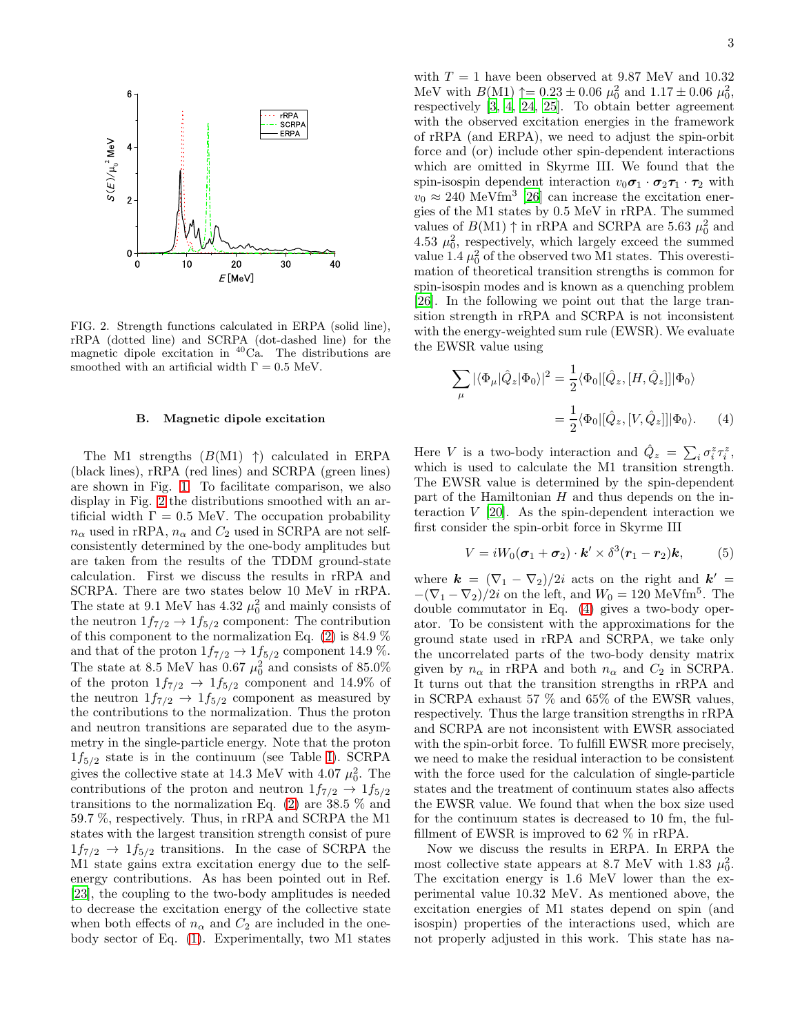FIG. 2. Strength functions calculated in ERPA (solid line), rRPA (dotted line) and SCRPA (dot-dashed line) for the magnetic dipole excitation in $^{40}$Ca. The distributions are smoothed with an artificial width $\Gamma = 0.5$ MeV.

### B. Magnetic dipole excitation

The M1 strengths ($B$(M1) $\uparrow$) calculated in ERPA (black lines), rRPA (red lines) and SCRPA (green lines) are shown in Fig. 1. To facilitate comparison, we also display in Fig. 2 the distributions smoothed with an artificial width $\Gamma = 0.5$ MeV. The occupation probability $n_\alpha$ used in rRPA, $n_\alpha$ and $C_2$ used in SCRPA are not self-consistently determined by the one-body amplitudes but are taken from the results of the TDDM ground-state calculation. First we discuss the results in rRPA and SCRPA. There are two states below 10 MeV in rRPA. The state at 9.1 MeV has 4.32 $\mu_0^2$ and mainly consists of the neutron $1f_{7/2} \rightarrow 1f_{5/2}$ component: The contribution of this component to the normalization Eq. (2) is 84.9 % and that of the proton $1f_{7/2} \rightarrow 1f_{5/2}$ component 14.9 %. The state at 8.5 MeV has 0.67 $\mu_0^2$ and consists of 85.0% of the proton $1f_{7/2} \rightarrow 1f_{5/2}$ component and 14.9% of the neutron $1f_{7/2} \rightarrow 1f_{5/2}$ component as measured by the contributions to the normalization. Thus the proton and neutron transitions are separated due to the asymmetry in the single-particle energy. Note that the proton $1f_{5/2}$ state is in the continuum (see Table I). SCRPA gives the collective state at 14.3 MeV with 4.07 $\mu_0^2$. The contributions of the proton and neutron $1f_{7/2} \rightarrow 1f_{5/2}$ transitions to the normalization Eq. (2) are 38.5 % and 59.7 %, respectively. Thus, in rRPA and SCRPA the M1 states with the largest transition strength consist of pure $1f_{7/2} \rightarrow 1f_{5/2}$ transitions. In the case of SCRPA the M1 state gains extra excitation energy due to the self-energy contributions. As has been pointed out in Ref. [23], the coupling to the two-body amplitudes is needed to decrease the excitation energy of the collective state when both effects of $n_\alpha$ and $C_2$ are included in the one-body sector of Eq. (1). Experimentally, two M1 states with $T = 1$ have been observed at 9.87 MeV and 10.32 MeV with $B$(M1) $\uparrow = 0.23 \pm 0.06$ $\mu_0^2$ and $1.17 \pm 0.06$ $\mu_0^2$, respectively [3, 4, 24, 25]. To obtain better agreement with the observed excitation energies in the framework of rRPA (and ERPA), we need to adjust the spin-orbit force and (or) include other spin-dependent interactions which are omitted in Skyrme III. We found that the spin-isospin dependent interaction $v_0 \boldsymbol{\sigma}_1 \cdot \boldsymbol{\sigma}_2 \boldsymbol{\tau}_1 \cdot \boldsymbol{\tau}_2$ with $v_0 \approx 240$ MeVfm$^3$ [26] can increase the excitation energies of the M1 states by 0.5 MeV in rRPA. The summed values of $B$(M1) $\uparrow$ in rRPA and SCRPA are 5.63 $\mu_0^2$ and 4.53 $\mu_0^2$, respectively, which largely exceed the summed value 1.4 $\mu_0^2$ of the observed two M1 states. This overestimation of theoretical transition strengths is common for spin-isospin modes and is known as a quenching problem [26]. In the following we point out that the large transition strength in rRPA and SCRPA is not inconsistent with the energy-weighted sum rule (EWSR). We evaluate the EWSR value using

$$\sum_\mu |\langle \Phi_\mu | \hat{Q}_z | \Phi_0 \rangle|^2 = \frac{1}{2} \langle \Phi_0 | [\hat{Q}_z, [H, \hat{Q}_z]] | \Phi_0 \rangle$$
$$= \frac{1}{2} \langle \Phi_0 | [\hat{Q}_z, [V, \hat{Q}_z]] | \Phi_0 \rangle. \qquad (4)$$

Here $V$ is a two-body interaction and $\hat{Q}_z = \sum_i \sigma_i^z \tau_i^z$, which is used to calculate the M1 transition strength. The EWSR value is determined by the spin-dependent part of the Hamiltonian $H$ and thus depends on the interaction $V$ [20]. As the spin-dependent interaction we first consider the spin-orbit force in Skyrme III

$$V = iW_0(\boldsymbol{\sigma}_1 + \boldsymbol{\sigma}_2) \cdot \boldsymbol{k}' \times \delta^3(\boldsymbol{r}_1 - \boldsymbol{r}_2)\boldsymbol{k}, \qquad (5)$$

where $\boldsymbol{k} = (\nabla_1 - \nabla_2)/2i$ acts on the right and $\boldsymbol{k}' = -(\nabla_1 - \nabla_2)/2i$ on the left, and $W_0 = 120$ MeVfm$^5$. The double commutator in Eq. (4) gives a two-body operator. To be consistent with the approximations for the ground state used in rRPA and SCRPA, we take only the uncorrelated parts of the two-body density matrix given by $n_\alpha$ in rRPA and both $n_\alpha$ and $C_2$ in SCRPA. It turns out that the transition strengths in rRPA and in SCRPA exhaust 57 % and 65% of the EWSR values, respectively. Thus the large transition strengths in rRPA and SCRPA are not inconsistent with EWSR associated with the spin-orbit force. To fulfill EWSR more precisely, we need to make the residual interaction to be consistent with the force used for the calculation of single-particle states and the treatment of continuum states also affects the EWSR value. We found that when the box size used for the continuum states is decreased to 10 fm, the fulfillment of EWSR is improved to 62 % in rRPA.

Now we discuss the results in ERPA. In ERPA the most collective state appears at 8.7 MeV with 1.83 $\mu_0^2$. The excitation energy is 1.6 MeV lower than the experimental value 10.32 MeV. As mentioned above, the excitation energies of M1 states depend on spin (and isospin) properties of the interactions used, which are not properly adjusted in this work. This state has na-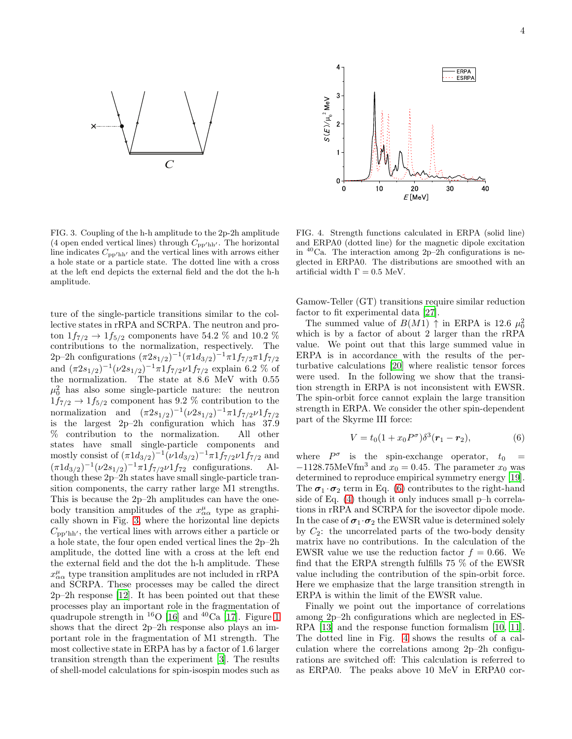FIG. 3. Coupling of the h-h amplitude to the 2p-2h amplitude (4 open ended vertical lines) through $C_{\mathrm{pp'hh'}}$. The horizontal line indicates $C_{\mathrm{pp'hh'}}$ and the vertical lines with arrows either a hole state or a particle state. The dotted line with a cross at the left end depicts the external field and the dot the h-h amplitude.

FIG. 4. Strength functions calculated in ERPA (solid line) and ERPA0 (dotted line) for the magnetic dipole excitation in $^{40}$Ca. The interaction among 2p–2h configurations is neglected in ERPA0. The distributions are smoothed with an artificial width $\Gamma = 0.5$ MeV.

ture of the single-particle transitions similar to the collective states in rRPA and SCRPA. The neutron and proton $1f_{7/2} \to 1f_{5/2}$ components have 54.2 % and 10.2 % contributions to the normalization, respectively. The 2p–2h configurations $(\pi 2s_{1/2})^{-1}(\pi 1d_{3/2})^{-1}\pi 1f_{7/2}\pi 1f_{7/2}$ and $(\pi 2s_{1/2})^{-1}(\nu 2s_{1/2})^{-1}\pi 1f_{7/2}\nu 1f_{7/2}$ explain 6.2 % of the normalization. The state at 8.6 MeV with 0.55 $\mu_0^2$ has also some single-particle nature: the neutron $1f_{7/2} \to 1f_{5/2}$ component has 9.2 % contribution to the normalization and $(\pi 2s_{1/2})^{-1}(\nu 2s_{1/2})^{-1}\pi 1f_{7/2}\nu 1f_{7/2}$ is the largest 2p–2h configuration which has 37.9 % contribution to the normalization. All other states have small single-particle components and mostly consist of $(\pi 1d_{3/2})^{-1}(\nu 1d_{3/2})^{-1}\pi 1f_{7/2}\nu 1f_{7/2}$ and $(\pi 1d_{3/2})^{-1}(\nu 2s_{1/2})^{-1}\pi 1f_{7/2}\nu 1f_{72}$ configurations. Although these 2p–2h states have small single-particle transition components, the carry rather large M1 strengths. This is because the 2p–2h amplitudes can have the one-body transition amplitudes of the $x^{\mu}_{\alpha\alpha}$ type as graphically shown in Fig. 3, where the horizontal line depicts $C_{\mathrm{pp'hh'}}$, the vertical lines with arrows either a particle or a hole state, the four open ended vertical lines the 2p–2h amplitude, the dotted line with a cross at the left end the external field and the dot the h-h amplitude. These $x^{\mu}_{\alpha\alpha}$ type transition amplitudes are not included in rRPA and SCRPA. These processes may be called the direct 2p–2h response [12]. It has been pointed out that these processes play an important role in the fragmentation of quadrupole strength in $^{16}$O [16] and $^{40}$Ca [17]. Figure 1 shows that the direct 2p–2h response also plays an important role in the fragmentation of M1 strength. The most collective state in ERPA has by a factor of 1.6 larger transition strength than the experiment [3]. The results of shell-model calculations for spin-isospin modes such as Gamow-Teller (GT) transitions require similar reduction factor to fit experimental data [27].

The summed value of $B(M1)\uparrow$ in ERPA is 12.6 $\mu_0^2$ which is by a factor of about 2 larger than the rRPA value. We point out that this large summed value in ERPA is in accordance with the results of the perturbative calculations [20] where realistic tensor forces were used. In the following we show that the transition strength in ERPA is not inconsistent with EWSR. The spin-orbit force cannot explain the large transition strength in ERPA. We consider the other spin-dependent part of the Skyrme III force:

$$V = t_0(1 + x_0 P^{\sigma})\delta^3(\boldsymbol{r}_1 - \boldsymbol{r}_2), \tag{6}$$

where $P^{\sigma}$ is the spin-exchange operator, $t_0 = -1128.75\mathrm{MeVfm}^3$ and $x_0 = 0.45$. The parameter $x_0$ was determined to reproduce empirical symmetry energy [19]. The $\boldsymbol{\sigma}_1 \cdot \boldsymbol{\sigma}_2$ term in Eq. (6) contributes to the right-hand side of Eq. (4) though it only induces small p–h correlations in rRPA and SCRPA for the isovector dipole mode. In the case of $\boldsymbol{\sigma}_1 \cdot \boldsymbol{\sigma}_2$ the EWSR value is determined solely by $C_2$: the uncorrelated parts of the two-body density matrix have no contributions. In the calculation of the EWSR value we use the reduction factor $f = 0.66$. We find that the ERPA strength fulfills 75 % of the EWSR value including the contribution of the spin-orbit force. Here we emphasize that the large transition strength in ERPA is within the limit of the EWSR value.

Finally we point out the importance of correlations among 2p–2h configurations which are neglected in ESRPA [13] and the response function formalism [10, 11]. The dotted line in Fig. 4 shows the results of a calculation where the correlations among 2p–2h configurations are switched off: This calculation is referred to as ERPA0. The peaks above 10 MeV in ERPA0 cor-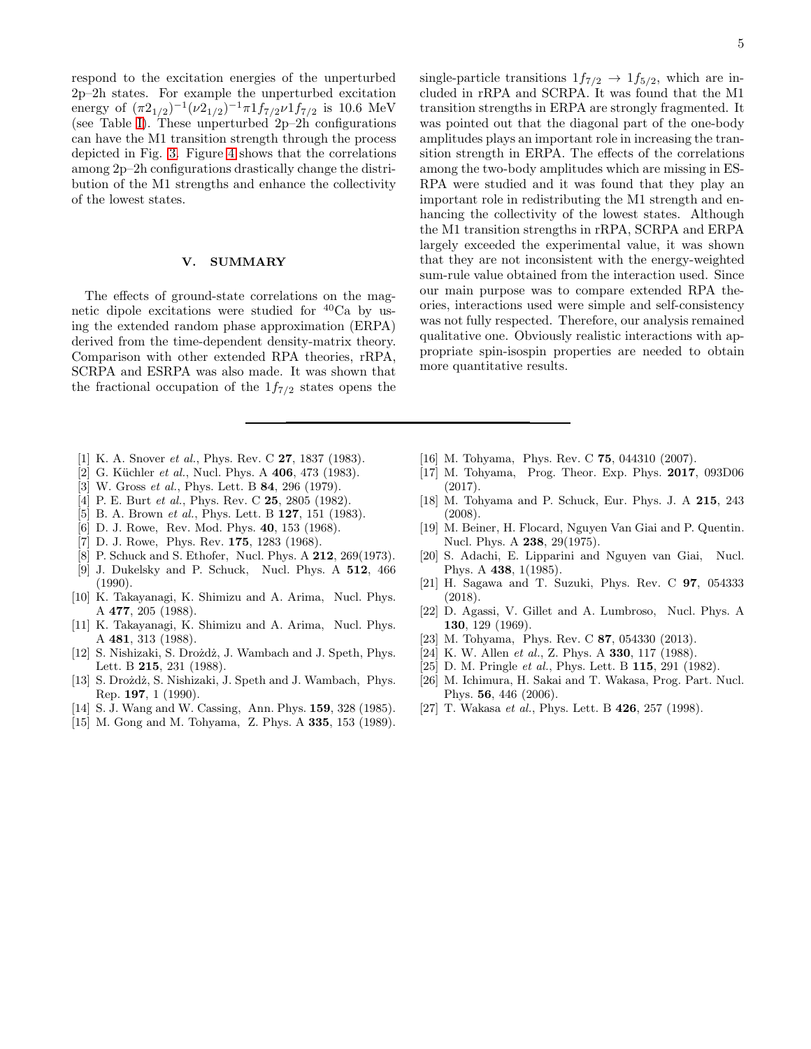respond to the excitation energies of the unperturbed 2p–2h states. For example the unperturbed excitation energy of $(\pi 2_{1/2})^{-1}(\nu 2_{1/2})^{-1}\pi 1f_{7/2}\nu 1f_{7/2}$ is 10.6 MeV (see Table I). These unperturbed 2p–2h configurations can have the M1 transition strength through the process depicted in Fig. 3. Figure 4 shows that the correlations among 2p–2h configurations drastically change the distribution of the M1 strengths and enhance the collectivity of the lowest states.

## V. SUMMARY

The effects of ground-state correlations on the magnetic dipole excitations were studied for $^{40}$Ca by using the extended random phase approximation (ERPA) derived from the time-dependent density-matrix theory. Comparison with other extended RPA theories, rRPA, SCRPA and ESRPA was also made. It was shown that the fractional occupation of the $1f_{7/2}$ states opens the single-particle transitions $1f_{7/2} \rightarrow 1f_{5/2}$, which are included in rRPA and SCRPA. It was found that the M1 transition strengths in ERPA are strongly fragmented. It was pointed out that the diagonal part of the one-body amplitudes plays an important role in increasing the transition strength in ERPA. The effects of the correlations among the two-body amplitudes which are missing in ESRPA were studied and it was found that they play an important role in redistributing the M1 strength and enhancing the collectivity of the lowest states. Although the M1 transition strengths in rRPA, SCRPA and ERPA largely exceeded the experimental value, it was shown that they are not inconsistent with the energy-weighted sum-rule value obtained from the interaction used. Since our main purpose was to compare extended RPA theories, interactions used were simple and self-consistency was not fully respected. Therefore, our analysis remained qualitative one. Obviously realistic interactions with appropriate spin-isospin properties are needed to obtain more quantitative results.

---

[1] K. A. Snover *et al.*, Phys. Rev. C **27**, 1837 (1983).
[2] G. Küchler *et al.*, Nucl. Phys. A **406**, 473 (1983).
[3] W. Gross *et al.*, Phys. Lett. B **84**, 296 (1979).
[4] P. E. Burt *et al.*, Phys. Rev. C **25**, 2805 (1982).
[5] B. A. Brown *et al.*, Phys. Lett. B **127**, 151 (1983).
[6] D. J. Rowe, Rev. Mod. Phys. **40**, 153 (1968).
[7] D. J. Rowe, Phys. Rev. **175**, 1283 (1968).
[8] P. Schuck and S. Ethofer, Nucl. Phys. A **212**, 269(1973).
[9] J. Dukelsky and P. Schuck, Nucl. Phys. A **512**, 466 (1990).
[10] K. Takayanagi, K. Shimizu and A. Arima, Nucl. Phys. A **477**, 205 (1988).
[11] K. Takayanagi, K. Shimizu and A. Arima, Nucl. Phys. A **481**, 313 (1988).
[12] S. Nishizaki, S. Drożdż, J. Wambach and J. Speth, Phys. Lett. B **215**, 231 (1988).
[13] S. Drożdż, S. Nishizaki, J. Speth and J. Wambach, Phys. Rep. **197**, 1 (1990).
[14] S. J. Wang and W. Cassing, Ann. Phys. **159**, 328 (1985).
[15] M. Gong and M. Tohyama, Z. Phys. A **335**, 153 (1989).
[16] M. Tohyama, Phys. Rev. C **75**, 044310 (2007).
[17] M. Tohyama, Prog. Theor. Exp. Phys. **2017**, 093D06 (2017).
[18] M. Tohyama and P. Schuck, Eur. Phys. J. A **215**, 243 (2008).
[19] M. Beiner, H. Flocard, Nguyen Van Giai and P. Quentin. Nucl. Phys. A **238**, 29(1975).
[20] S. Adachi, E. Lipparini and Nguyen van Giai, Nucl. Phys. A **438**, 1(1985).
[21] H. Sagawa and T. Suzuki, Phys. Rev. C **97**, 054333 (2018).
[22] D. Agassi, V. Gillet and A. Lumbroso, Nucl. Phys. A **130**, 129 (1969).
[23] M. Tohyama, Phys. Rev. C **87**, 054330 (2013).
[24] K. W. Allen *et al.*, Z. Phys. A **330**, 117 (1988).
[25] D. M. Pringle *et al.*, Phys. Lett. B **115**, 291 (1982).
[26] M. Ichimura, H. Sakai and T. Wakasa, Prog. Part. Nucl. Phys. **56**, 446 (2006).
[27] T. Wakasa *et al.*, Phys. Lett. B **426**, 257 (1998).